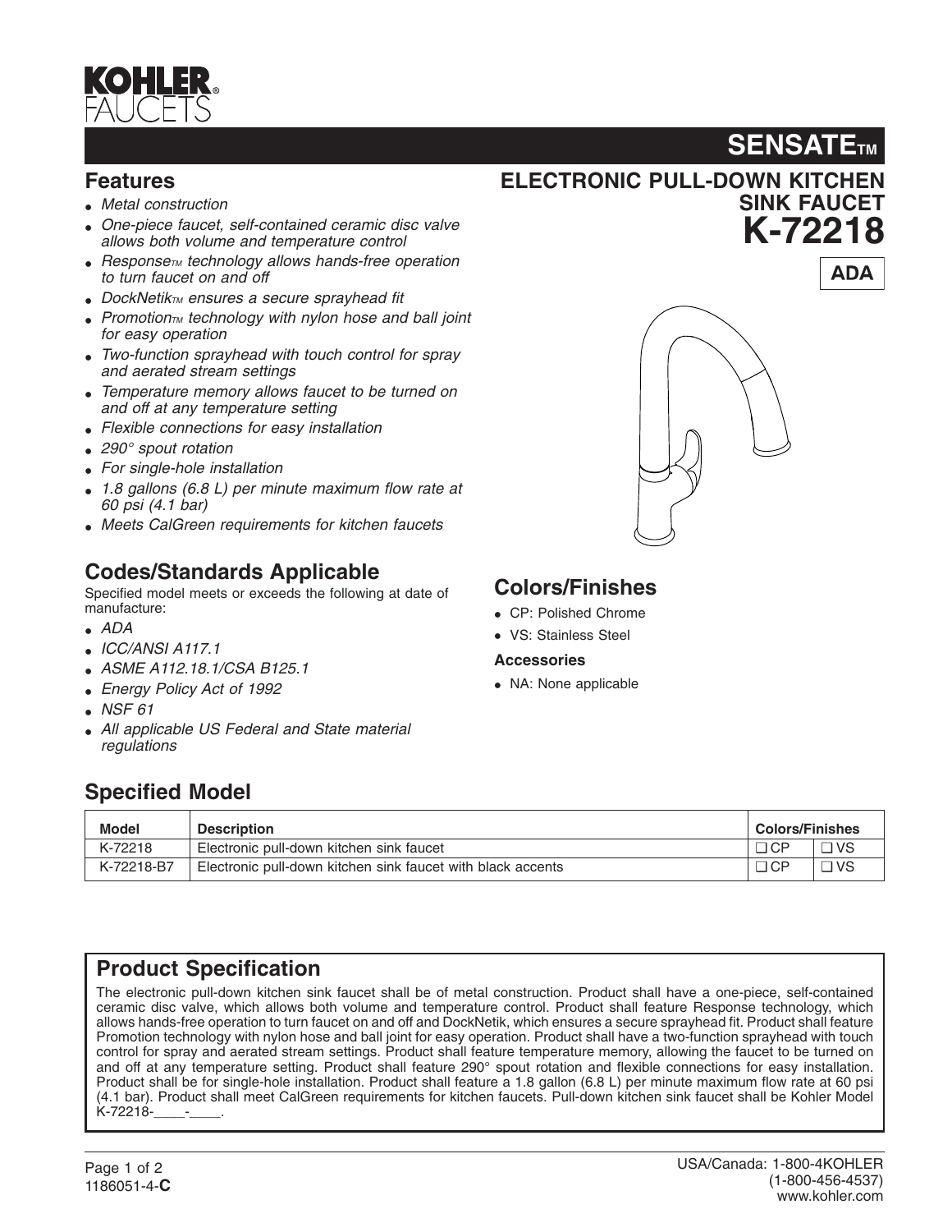# KOHLER FAUCETS

# SENSATE™

## ELECTRONIC PULL-DOWN KITCHEN SINK FAUCET

# K-72218

**ADA**

## Features

- *Metal construction*
- *One-piece faucet, self-contained ceramic disc valve allows both volume and temperature control*
- *Response™ technology allows hands-free operation to turn faucet on and off*
- *DockNetik™ ensures a secure sprayhead fit*
- *Promotion™ technology with nylon hose and ball joint for easy operation*
- *Two-function sprayhead with touch control for spray and aerated stream settings*
- *Temperature memory allows faucet to be turned on and off at any temperature setting*
- *Flexible connections for easy installation*
- *290° spout rotation*
- *For single-hole installation*
- *1.8 gallons (6.8 L) per minute maximum flow rate at 60 psi (4.1 bar)*
- *Meets CalGreen requirements for kitchen faucets*

## Codes/Standards Applicable

Specified model meets or exceeds the following at date of manufacture:

- *ADA*
- *ICC/ANSI A117.1*
- *ASME A112.18.1/CSA B125.1*
- *Energy Policy Act of 1992*
- *NSF 61*
- *All applicable US Federal and State material regulations*

## Colors/Finishes

- CP: Polished Chrome
- VS: Stainless Steel

**Accessories**

- NA: None applicable

## Specified Model

| Model | Description | Colors/Finishes | |
|---|---|---|---|
| K-72218 | Electronic pull-down kitchen sink faucet | ❑ CP | ❑ VS |
| K-72218-B7 | Electronic pull-down kitchen sink faucet with black accents | ❑ CP | ❑ VS |

## Product Specification

The electronic pull-down kitchen sink faucet shall be of metal construction. Product shall have a one-piece, self-contained ceramic disc valve, which allows both volume and temperature control. Product shall feature Response technology, which allows hands-free operation to turn faucet on and off and DockNetik, which ensures a secure sprayhead fit. Product shall feature Promotion technology with nylon hose and ball joint for easy operation. Product shall have a two-function sprayhead with touch control for spray and aerated stream settings. Product shall feature temperature memory, allowing the faucet to be turned on and off at any temperature setting. Product shall feature 290° spout rotation and flexible connections for easy installation. Product shall be for single-hole installation. Product shall feature a 1.8 gallon (6.8 L) per minute maximum flow rate at 60 psi (4.1 bar). Product shall meet CalGreen requirements for kitchen faucets. Pull-down kitchen sink faucet shall be Kohler Model K-72218-____-____.

1186051-4-**C**

USA/Canada: 1-800-4KOHLER
(1-800-456-4537)
www.kohler.com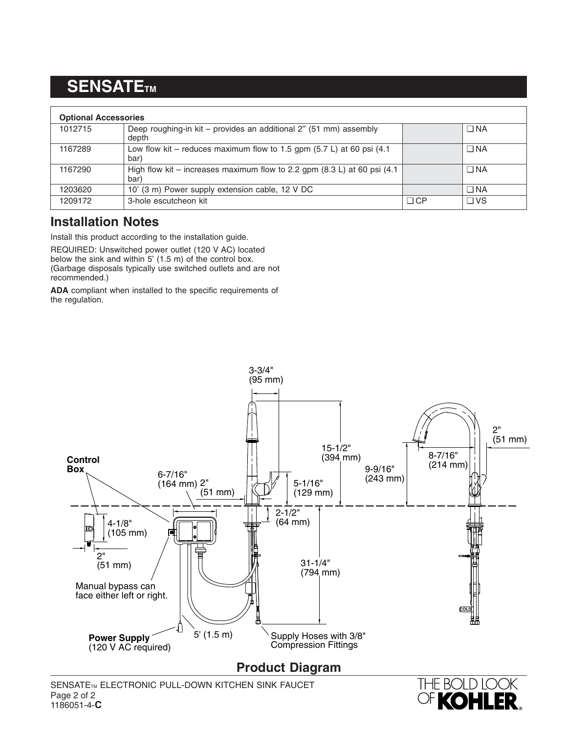# SENSATE™

| Optional Accessories | | | |
|---|---|---|---|
| 1012715 | Deep roughing-in kit – provides an additional 2″ (51 mm) assembly depth | | ❑ NA |
| 1167289 | Low flow kit – reduces maximum flow to 1.5 gpm (5.7 L) at 60 psi (4.1 bar) | | ❑ NA |
| 1167290 | High flow kit – increases maximum flow to 2.2 gpm (8.3 L) at 60 psi (4.1 bar) | | ❑ NA |
| 1203620 | 10' (3 m) Power supply extension cable, 12 V DC | | ❑ NA |
| 1209172 | 3-hole escutcheon kit | ❑ CP | ❑ VS |

## Installation Notes

Install this product according to the installation guide.

REQUIRED: Unswitched power outlet (120 V AC) located below the sink and within 5' (1.5 m) of the control box. (Garbage disposals typically use switched outlets and are not recommended.)

**ADA** compliant when installed to the specific requirements of the regulation.

3-3/4" (95 mm)

15-1/2" (394 mm)

Control Box

6-7/16" (164 mm)

2" (51 mm)

5-1/16" (129 mm)

9-9/16" (243 mm)

8-7/16" (214 mm)

2" (51 mm)

2-1/2" (64 mm)

4-1/8" (105 mm)

2" (51 mm)

31-1/4" (794 mm)

Manual bypass can face either left or right.

COLD

Power Supply (120 V AC required)

5' (1.5 m)

Supply Hoses with 3/8" Compression Fittings

## Product Diagram

SENSATE™ ELECTRONIC PULL-DOWN KITCHEN SINK FAUCET

1186051-4-**C**